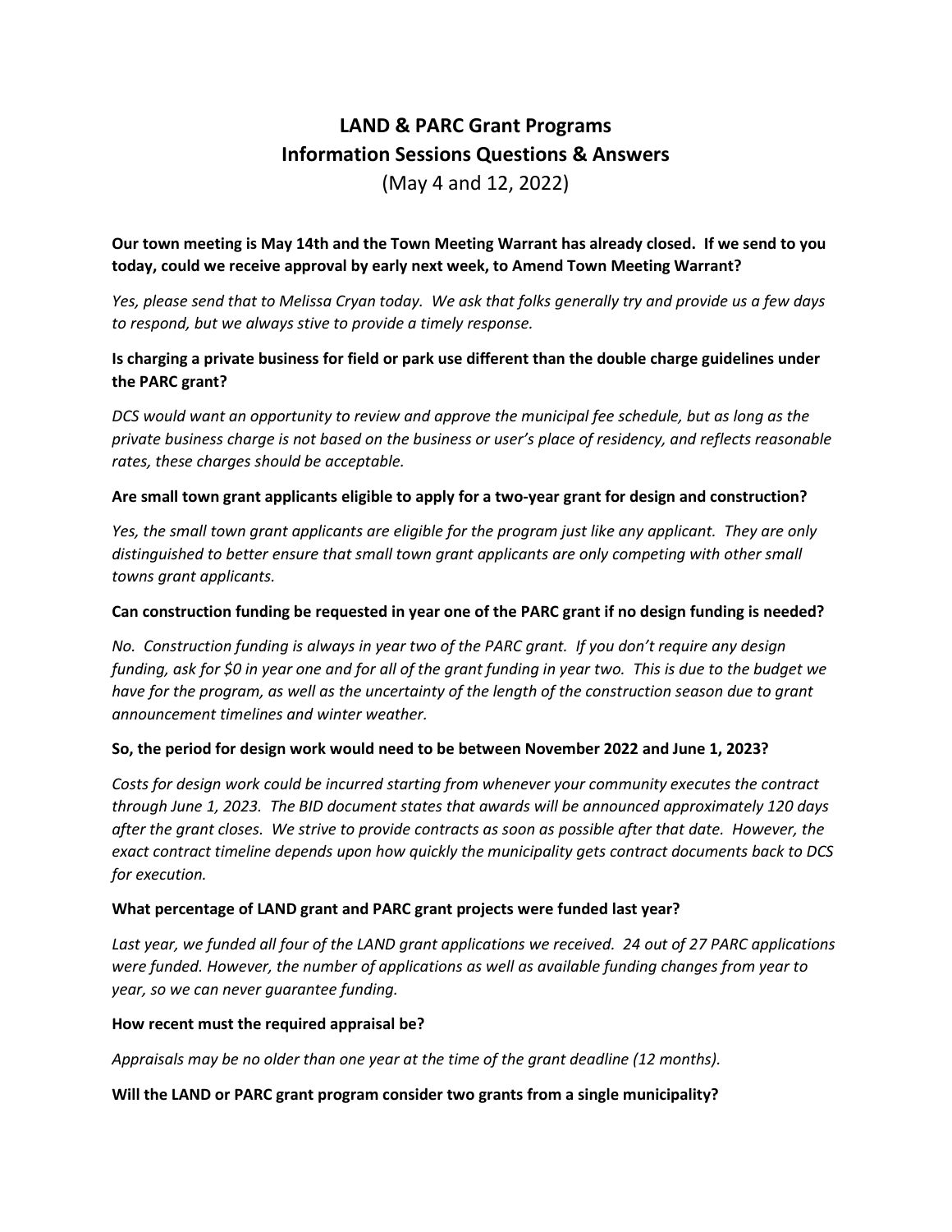# LAND & PARC Grant Programs
# Information Sessions Questions & Answers

(May 4 and 12, 2022)

**Our town meeting is May 14th and the Town Meeting Warrant has already closed. If we send to you today, could we receive approval by early next week, to Amend Town Meeting Warrant?**

*Yes, please send that to Melissa Cryan today. We ask that folks generally try and provide us a few days to respond, but we always stive to provide a timely response.*

**Is charging a private business for field or park use different than the double charge guidelines under the PARC grant?**

*DCS would want an opportunity to review and approve the municipal fee schedule, but as long as the private business charge is not based on the business or user's place of residency, and reflects reasonable rates, these charges should be acceptable.*

**Are small town grant applicants eligible to apply for a two-year grant for design and construction?**

*Yes, the small town grant applicants are eligible for the program just like any applicant. They are only distinguished to better ensure that small town grant applicants are only competing with other small towns grant applicants.*

**Can construction funding be requested in year one of the PARC grant if no design funding is needed?**

*No. Construction funding is always in year two of the PARC grant. If you don't require any design funding, ask for $0 in year one and for all of the grant funding in year two. This is due to the budget we have for the program, as well as the uncertainty of the length of the construction season due to grant announcement timelines and winter weather.*

**So, the period for design work would need to be between November 2022 and June 1, 2023?**

*Costs for design work could be incurred starting from whenever your community executes the contract through June 1, 2023. The BID document states that awards will be announced approximately 120 days after the grant closes. We strive to provide contracts as soon as possible after that date. However, the exact contract timeline depends upon how quickly the municipality gets contract documents back to DCS for execution.*

**What percentage of LAND grant and PARC grant projects were funded last year?**

*Last year, we funded all four of the LAND grant applications we received. 24 out of 27 PARC applications were funded. However, the number of applications as well as available funding changes from year to year, so we can never guarantee funding.*

**How recent must the required appraisal be?**

*Appraisals may be no older than one year at the time of the grant deadline (12 months).*

**Will the LAND or PARC grant program consider two grants from a single municipality?**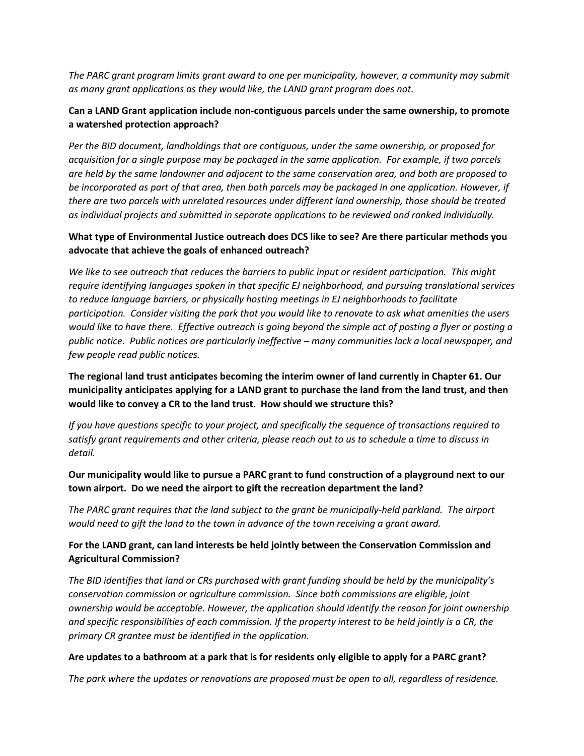*The PARC grant program limits grant award to one per municipality, however, a community may submit as many grant applications as they would like, the LAND grant program does not.*

**Can a LAND Grant application include non-contiguous parcels under the same ownership, to promote a watershed protection approach?**

*Per the BID document, landholdings that are contiguous, under the same ownership, or proposed for acquisition for a single purpose may be packaged in the same application. For example, if two parcels are held by the same landowner and adjacent to the same conservation area, and both are proposed to be incorporated as part of that area, then both parcels may be packaged in one application. However, if there are two parcels with unrelated resources under different land ownership, those should be treated as individual projects and submitted in separate applications to be reviewed and ranked individually.*

**What type of Environmental Justice outreach does DCS like to see? Are there particular methods you advocate that achieve the goals of enhanced outreach?**

*We like to see outreach that reduces the barriers to public input or resident participation. This might require identifying languages spoken in that specific EJ neighborhood, and pursuing translational services to reduce language barriers, or physically hosting meetings in EJ neighborhoods to facilitate participation. Consider visiting the park that you would like to renovate to ask what amenities the users would like to have there. Effective outreach is going beyond the simple act of posting a flyer or posting a public notice. Public notices are particularly ineffective – many communities lack a local newspaper, and few people read public notices.*

**The regional land trust anticipates becoming the interim owner of land currently in Chapter 61. Our municipality anticipates applying for a LAND grant to purchase the land from the land trust, and then would like to convey a CR to the land trust. How should we structure this?**

*If you have questions specific to your project, and specifically the sequence of transactions required to satisfy grant requirements and other criteria, please reach out to us to schedule a time to discuss in detail.*

**Our municipality would like to pursue a PARC grant to fund construction of a playground next to our town airport. Do we need the airport to gift the recreation department the land?**

*The PARC grant requires that the land subject to the grant be municipally-held parkland. The airport would need to gift the land to the town in advance of the town receiving a grant award.*

**For the LAND grant, can land interests be held jointly between the Conservation Commission and Agricultural Commission?**

*The BID identifies that land or CRs purchased with grant funding should be held by the municipality's conservation commission or agriculture commission. Since both commissions are eligible, joint ownership would be acceptable. However, the application should identify the reason for joint ownership and specific responsibilities of each commission. If the property interest to be held jointly is a CR, the primary CR grantee must be identified in the application.*

**Are updates to a bathroom at a park that is for residents only eligible to apply for a PARC grant?**

*The park where the updates or renovations are proposed must be open to all, regardless of residence.*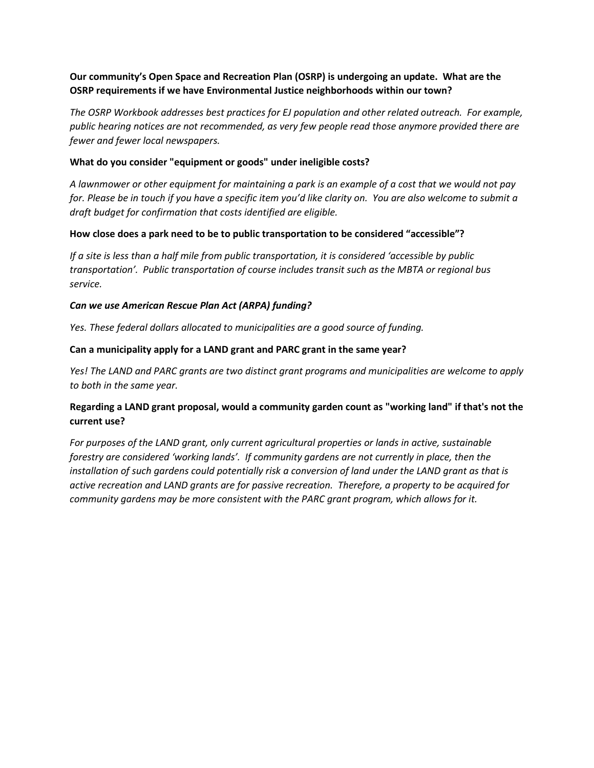**Our community's Open Space and Recreation Plan (OSRP) is undergoing an update. What are the OSRP requirements if we have Environmental Justice neighborhoods within our town?**

*The OSRP Workbook addresses best practices for EJ population and other related outreach. For example, public hearing notices are not recommended, as very few people read those anymore provided there are fewer and fewer local newspapers.*

**What do you consider "equipment or goods" under ineligible costs?**

*A lawnmower or other equipment for maintaining a park is an example of a cost that we would not pay for. Please be in touch if you have a specific item you'd like clarity on. You are also welcome to submit a draft budget for confirmation that costs identified are eligible.*

**How close does a park need to be to public transportation to be considered "accessible"?**

*If a site is less than a half mile from public transportation, it is considered 'accessible by public transportation'. Public transportation of course includes transit such as the MBTA or regional bus service.*

***Can we use American Rescue Plan Act (ARPA) funding?***

*Yes. These federal dollars allocated to municipalities are a good source of funding.*

**Can a municipality apply for a LAND grant and PARC grant in the same year?**

*Yes! The LAND and PARC grants are two distinct grant programs and municipalities are welcome to apply to both in the same year.*

**Regarding a LAND grant proposal, would a community garden count as "working land" if that's not the current use?**

*For purposes of the LAND grant, only current agricultural properties or lands in active, sustainable forestry are considered 'working lands'. If community gardens are not currently in place, then the installation of such gardens could potentially risk a conversion of land under the LAND grant as that is active recreation and LAND grants are for passive recreation. Therefore, a property to be acquired for community gardens may be more consistent with the PARC grant program, which allows for it.*